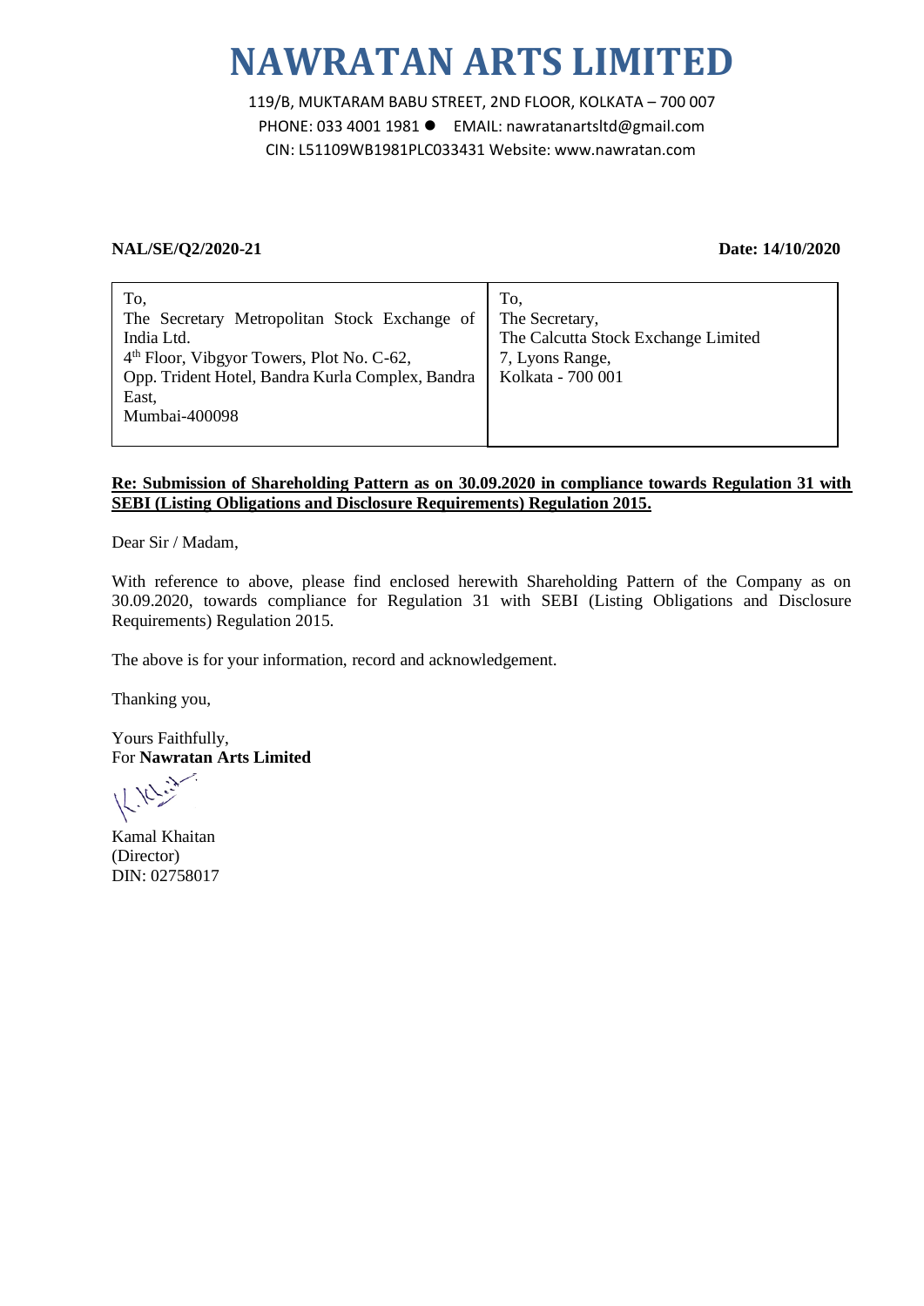# NAWRATAN ARTS LIMITED

119/B, MUKTARAM BABU STREET, 2ND FLOOR, KOLKATA – 700 007
PHONE: 033 4001 1981 ● EMAIL: nawratanartsltd@gmail.com
CIN: L51109WB1981PLC033431 Website: www.nawratan.com

**NAL/SE/Q2/2020-21** **Date: 14/10/2020**

| To,<br>The Secretary Metropolitan Stock Exchange of India Ltd.<br>4th Floor, Vibgyor Towers, Plot No. C-62,<br>Opp. Trident Hotel, Bandra Kurla Complex, Bandra East,<br>Mumbai-400098 | To,<br>The Secretary,<br>The Calcutta Stock Exchange Limited<br>7, Lyons Range,<br>Kolkata - 700 001 |
|---|---|

**Re: Submission of Shareholding Pattern as on 30.09.2020 in compliance towards Regulation 31 with SEBI (Listing Obligations and Disclosure Requirements) Regulation 2015.**

Dear Sir / Madam,

With reference to above, please find enclosed herewith Shareholding Pattern of the Company as on 30.09.2020, towards compliance for Regulation 31 with SEBI (Listing Obligations and Disclosure Requirements) Regulation 2015.

The above is for your information, record and acknowledgement.

Thanking you,

Yours Faithfully,
For **Nawratan Arts Limited**

Kamal Khaitan
(Director)
DIN: 02758017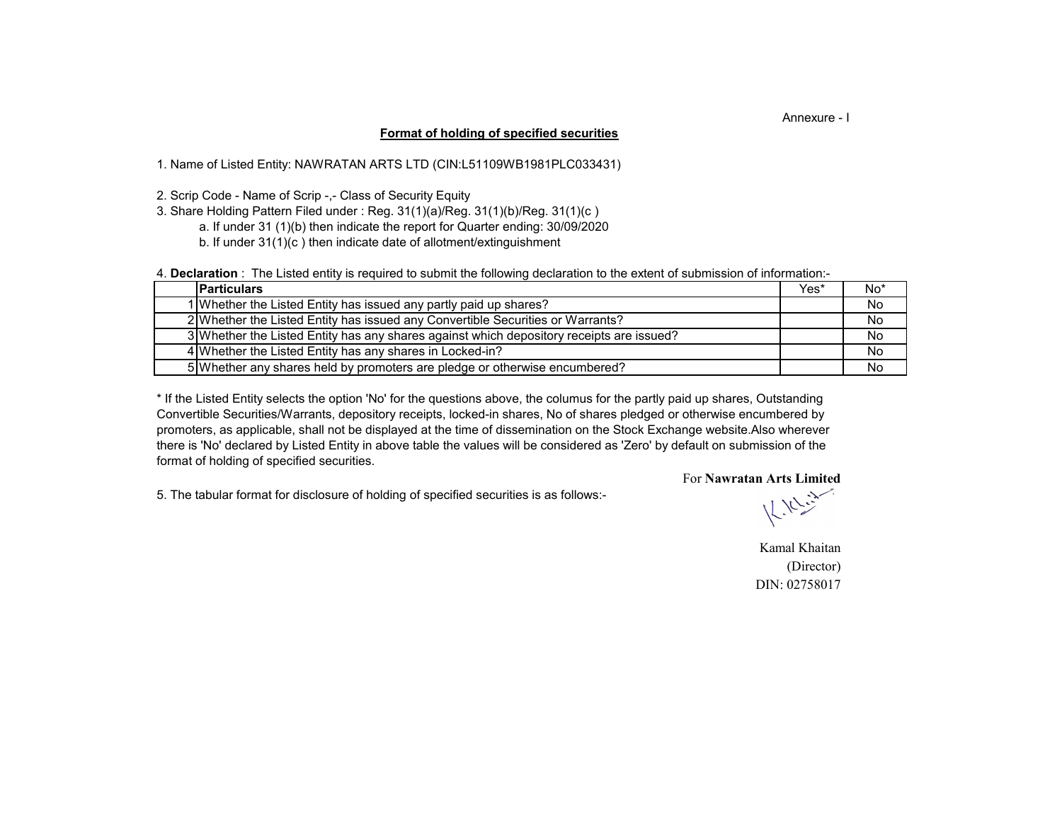Annexure - I

**Format of holding of specified securities**

1. Name of Listed Entity: NAWRATAN ARTS LTD (CIN:L51109WB1981PLC033431)

2. Scrip Code - Name of Scrip -,- Class of Security Equity
3. Share Holding Pattern Filed under : Reg. 31(1)(a)/Reg. 31(1)(b)/Reg. 31(1)(c )
   a. If under 31 (1)(b) then indicate the report for Quarter ending: 30/09/2020
   b. If under 31(1)(c ) then indicate date of allotment/extinguishment

4. **Declaration** : The Listed entity is required to submit the following declaration to the extent of submission of information:-

| | Particulars | Yes* | No* |
|---|---|---|---|
| 1 | Whether the Listed Entity has issued any partly paid up shares? | | No |
| 2 | Whether the Listed Entity has issued any Convertible Securities or Warrants? | | No |
| 3 | Whether the Listed Entity has any shares against which depository receipts are issued? | | No |
| 4 | Whether the Listed Entity has any shares in Locked-in? | | No |
| 5 | Whether any shares held by promoters are pledge or otherwise encumbered? | | No |

* If the Listed Entity selects the option 'No' for the questions above, the columus for the partly paid up shares, Outstanding Convertible Securities/Warrants, depository receipts, locked-in shares, No of shares pledged or otherwise encumbered by promoters, as applicable, shall not be displayed at the time of dissemination on the Stock Exchange website.Also wherever there is 'No' declared by Listed Entity in above table the values will be considered as 'Zero' by default on submission of the format of holding of specified securities.

5. The tabular format for disclosure of holding of specified securities is as follows:-

For **Nawratan Arts Limited**

Kamal Khaitan
(Director)
DIN: 02758017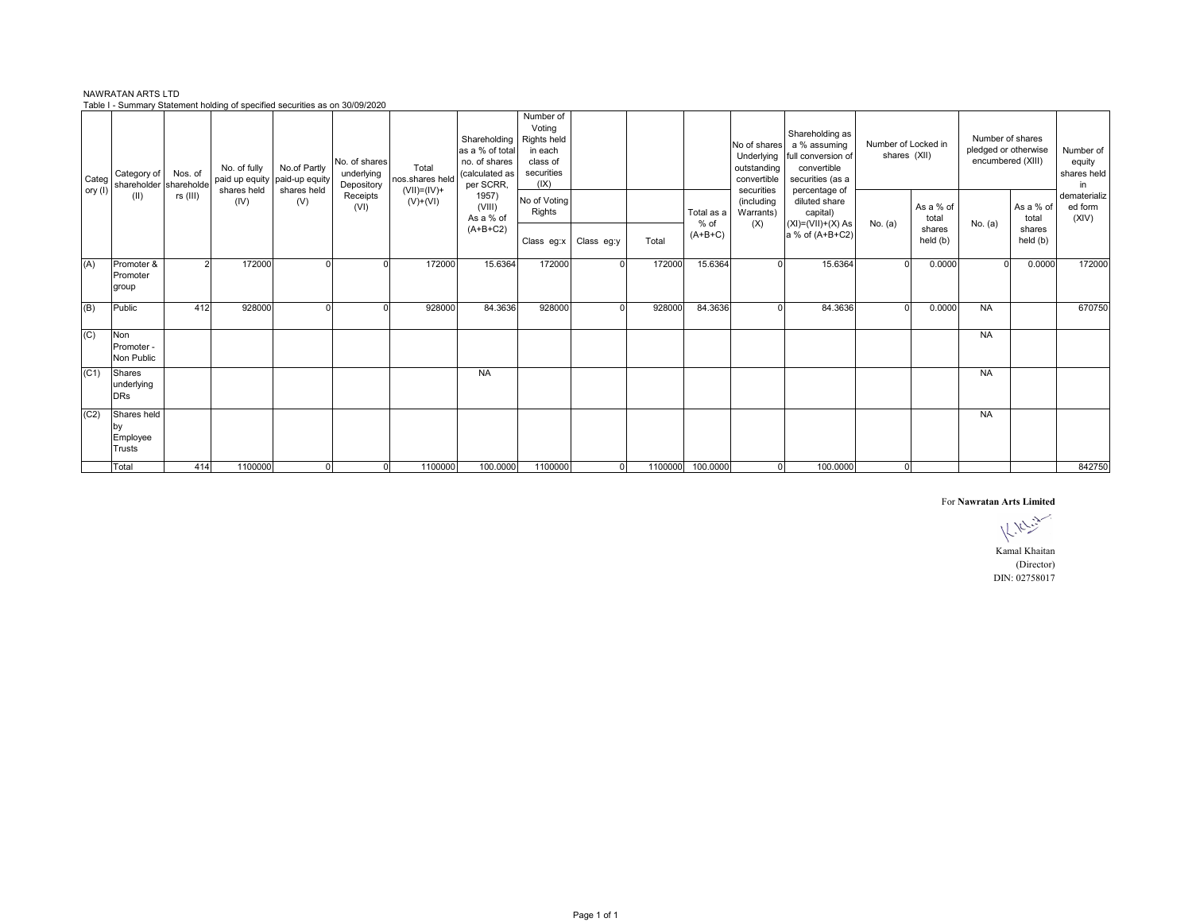NAWRATAN ARTS LTD

Table I - Summary Statement holding of specified securities as on 30/09/2020

| Category (I) | Category of shareholder (II) | Nos. of shareholders (III) | No. of fully paid up equity shares held (IV) | No.of Partly paid-up equity shares held (V) | No. of shares underlying Depository Receipts (VI) | Total nos.shares held (VII)=(IV)+(V)+(VI) | Shareholding as a % of total no. of shares (calculated as per SCRR, 1957) (VIII) As a % of (A+B+C2) | Number of Voting Rights held in each class of securities (IX) | | | | No of shares Underlying outstanding convertible securities (including Warrants) (X) | Shareholding as a % assuming full conversion of convertible securities (as a percentage of diluted share capital) (XI)=(VII)+(X) As a % of (A+B+C2) | Number of Locked in shares (XII) | | Number of shares pledged or otherwise encumbered (XIII) | | Number of equity shares held in dematerialized form (XIV) |
|---|---|---|---|---|---|---|---|---|---|---|---|---|---|---|---|---|---|---|
| | | | | | | | | No of Voting Rights | | | Total as a % of (A+B+C) | | | No. (a) | As a % of total shares held (b) | No. (a) | As a % of total shares held (b) | |
| | | | | | | | | Class eg:x | Class eg:y | Total | | | | | | | | |
| (A) | Promoter & Promoter group | 2 | 172000 | 0 | 0 | 172000 | 15.6364 | 172000 | 0 | 172000 | 15.6364 | 0 | 15.6364 | 0 | 0.0000 | 0 | 0.0000 | 172000 |
| (B) | Public | 412 | 928000 | 0 | 0 | 928000 | 84.3636 | 928000 | 0 | 928000 | 84.3636 | 0 | 84.3636 | 0 | 0.0000 | NA | | 670750 |
| (C) | Non Promoter - Non Public | | | | | | | | | | | | | | | NA | | |
| (C1) | Shares underlying DRs | | | | | | NA | | | | | | | | | NA | | |
| (C2) | Shares held by Employee Trusts | | | | | | | | | | | | | | | NA | | |
| | Total | 414 | 1100000 | 0 | 0 | 1100000 | 100.0000 | 1100000 | 0 | 1100000 | 100.0000 | 0 | 100.0000 | 0 | | | | 842750 |

For **Nawratan Arts Limited**

Kamal Khaitan
(Director)
DIN: 02758017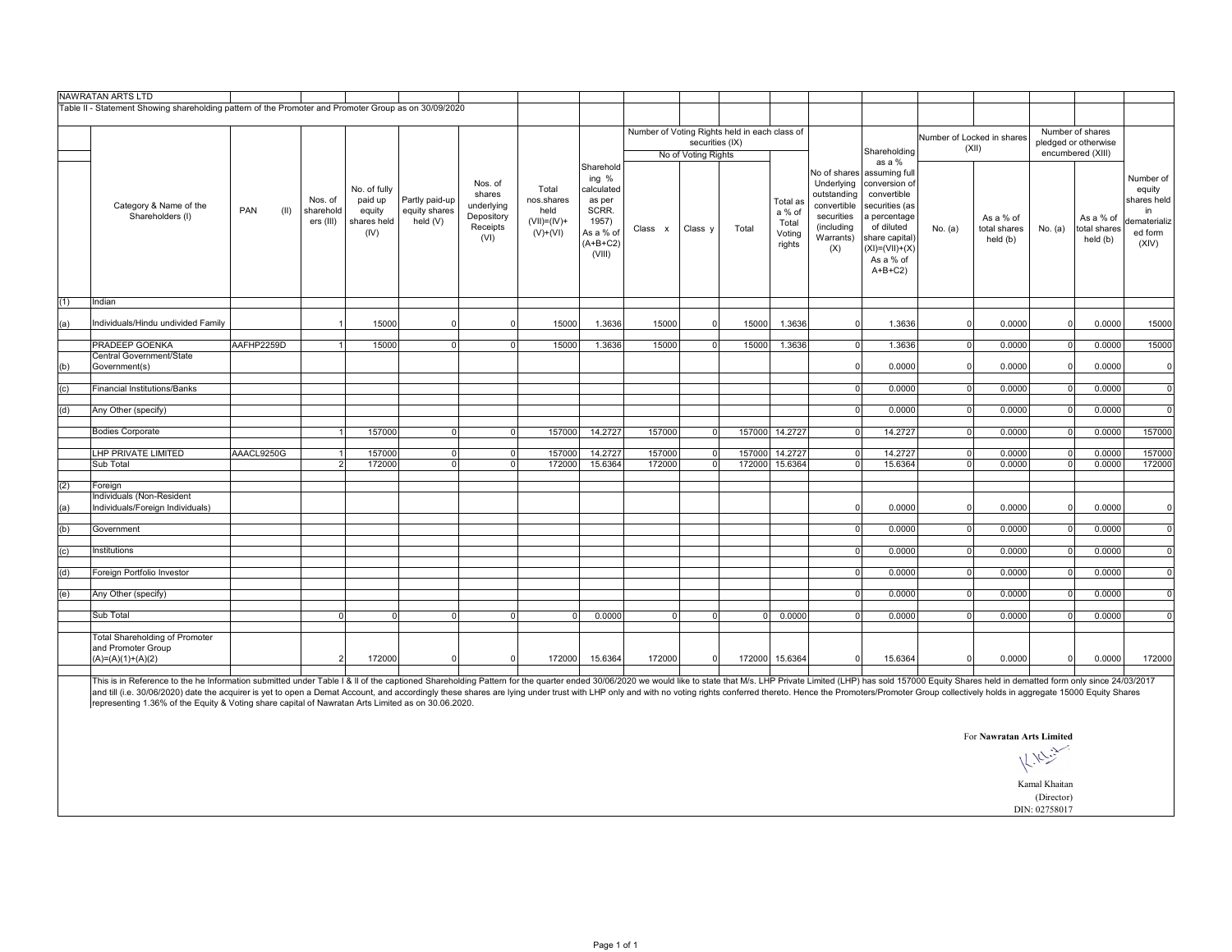NAWRATAN ARTS LTD

Table II - Statement Showing shareholding pattern of the Promoter and Promoter Group as on 30/09/2020

| | Category & Name of the Shareholders (I) | PAN (II) | Nos. of shareholders (III) | No. of fully paid up equity shares held (IV) | Partly paid-up equity shares held (V) | Nos. of shares underlying Depository Receipts (VI) | Total nos.shares held (VII)=(IV)+(V)+(VI) | Shareholding % calculated as per SCRR. 1957) As a % of (A+B+C2) (VIII) | Number of Voting Rights held in each class of securities (IX) | | | | No of shares Underlying outstanding convertible securities (including Warrants) (X) | Shareholding as a % assuming full conversion of convertible securities (as a percentage of diluted share capital) (XI)=(VII)+(X) As a % of A+B+C2) | Number of Locked in shares (XII) | | Number of shares pledged or otherwise encumbered (XIII) | | Number of equity shares held in dematerialized form (XIV) |
|---|---|---|---|---|---|---|---|---|---|---|---|---|---|---|---|---|---|---|---|
| | | | | | | | | | No of Voting Rights | | | Total as a % of Total Voting rights | | | No. (a) | As a % of total shares held (b) | No. (a) | As a % of total shares held (b) | |
| | | | | | | | | | Class x | Class y | Total | | | | | | | | |
| (1) | Indian | | | | | | | | | | | | | | | | | | |
| (a) | Individuals/Hindu undivided Family | | 1 | 15000 | 0 | 0 | 15000 | 1.3636 | 15000 | 0 | 15000 | 1.3636 | 0 | 1.3636 | 0 | 0.0000 | 0 | 0.0000 | 15000 |
| | PRADEEP GOENKA | AAFHP2259D | 1 | 15000 | 0 | 0 | 15000 | 1.3636 | 15000 | 0 | 15000 | 1.3636 | 0 | 1.3636 | 0 | 0.0000 | 0 | 0.0000 | 15000 |
| (b) | Central Government/State Government(s) | | | | | | | | | | | | 0 | 0.0000 | 0 | 0.0000 | 0 | 0.0000 | 0 |
| (c) | Financial Institutions/Banks | | | | | | | | | | | | 0 | 0.0000 | 0 | 0.0000 | 0 | 0.0000 | 0 |
| (d) | Any Other (specify) | | | | | | | | | | | | 0 | 0.0000 | 0 | 0.0000 | 0 | 0.0000 | 0 |
| | Bodies Corporate | | 1 | 157000 | 0 | 0 | 157000 | 14.2727 | 157000 | 0 | 157000 | 14.2727 | 0 | 14.2727 | 0 | 0.0000 | 0 | 0.0000 | 157000 |
| | LHP PRIVATE LIMITED | AAACL9250G | 1 | 157000 | 0 | 0 | 157000 | 14.2727 | 157000 | 0 | 157000 | 14.2727 | 0 | 14.2727 | 0 | 0.0000 | 0 | 0.0000 | 157000 |
| | Sub Total | | 2 | 172000 | 0 | 0 | 172000 | 15.6364 | 172000 | 0 | 172000 | 15.6364 | 0 | 15.6364 | 0 | 0.0000 | 0 | 0.0000 | 172000 |
| (2) | Foreign | | | | | | | | | | | | | | | | | | |
| (a) | Individuals (Non-Resident Individuals/Foreign Individuals) | | | | | | | | | | | | 0 | 0.0000 | 0 | 0.0000 | 0 | 0.0000 | 0 |
| (b) | Government | | | | | | | | | | | | 0 | 0.0000 | 0 | 0.0000 | 0 | 0.0000 | 0 |
| (c) | Institutions | | | | | | | | | | | | 0 | 0.0000 | 0 | 0.0000 | 0 | 0.0000 | 0 |
| (d) | Foreign Portfolio Investor | | | | | | | | | | | | 0 | 0.0000 | 0 | 0.0000 | 0 | 0.0000 | 0 |
| (e) | Any Other (specify) | | | | | | | | | | | | 0 | 0.0000 | 0 | 0.0000 | 0 | 0.0000 | 0 |
| | Sub Total | | 0 | 0 | 0 | 0 | 0 | 0.0000 | 0 | 0 | 0 | 0.0000 | 0 | 0.0000 | 0 | 0.0000 | 0 | 0.0000 | 0 |
| | Total Shareholding of Promoter and Promoter Group (A)=(A)(1)+(A)(2) | | 2 | 172000 | 0 | 0 | 172000 | 15.6364 | 172000 | 0 | 172000 | 15.6364 | 0 | 15.6364 | 0 | 0.0000 | 0 | 0.0000 | 172000 |

This is in Reference to the he Information submitted under Table I & II of the captioned Shareholding Pattern for the quarter ended 30/06/2020 we would like to state that M/s. LHP Private Limited (LHP) has sold 157000 Equity Shares held in dematted form only since 24/03/2017 and till (i.e. 30/06/2020) date the acquirer is yet to open a Demat Account, and accordingly these shares are lying under trust with LHP only and with no voting rights conferred thereto. Hence the Promoters/Promoter Group collectively holds in aggregate 15000 Equity Shares representing 1.36% of the Equity & Voting share capital of Nawratan Arts Limited as on 30.06.2020.

For **Nawratan Arts Limited**

Kamal Khaitan
(Director)
DIN: 02758017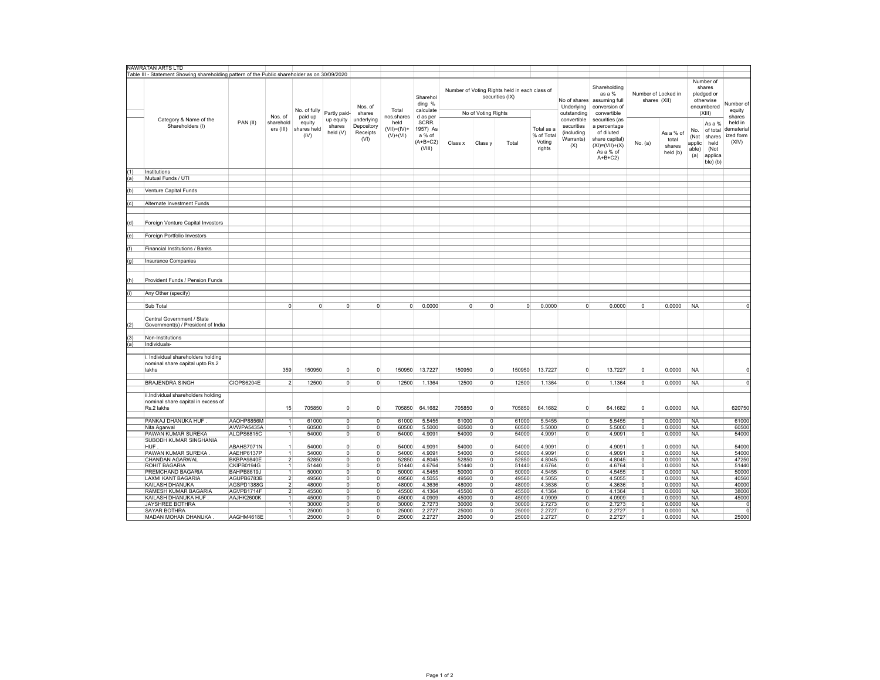NAWRATAN ARTS LTD

Table III - Statement Showing shareholding pattern of the Public shareholder as on 30/09/2020

| | Category & Name of the Shareholders (I) | PAN (II) | Nos. of shareholders (III) | No. of fully paid up equity shares held (IV) | Partly paid-up equity shares held (V) | Nos. of shares underlying Depository Receipts (VI) | Total nos.shares held (VII)=(IV)+(V)+(VI) | Shareholding % calculated as per SCRR. 1957) As a % of (A+B+C2) (VIII) | Number of Voting Rights held in each class of securities (IX) | | | | No of shares Underlying outstanding convertible securities (including Warrants) (X) | Shareholding as a % assuming full conversion of convertible securities (as a percentage of diluted share capital) (XI)=(VII)+(X) As a % of A+B+C2) | Number of Locked in shares (XII) | | Number of shares pledged or otherwise encumbered (XIII) | | Number of equity shares held in dematerialized form (XIV) |
|---|---|---|---|---|---|---|---|---|---|---|---|---|---|---|---|---|---|---|---|
| | | | | | | | | | No of Voting Rights | | | Total as a % of Total Voting rights | | | No. (a) | As a % of total shares held (b) | No. (Not applicable) (a) | As a % of total shares held (Not applicable) (b) | |
| | | | | | | | | | Class x | Class y | Total | | | | | | | | |
| (1) | Institutions | | | | | | | | | | | | | | | | | | |
| (a) | Mutual Funds / UTI | | | | | | | | | | | | | | | | | | |
| (b) | Venture Capital Funds | | | | | | | | | | | | | | | | | | |
| (c) | Alternate Investment Funds | | | | | | | | | | | | | | | | | | |
| (d) | Foreign Venture Capital Investors | | | | | | | | | | | | | | | | | | |
| (e) | Foreign Portfolio Investors | | | | | | | | | | | | | | | | | | |
| (f) | Financial Institutions / Banks | | | | | | | | | | | | | | | | | | |
| (g) | Insurance Companies | | | | | | | | | | | | | | | | | | |
| (h) | Provident Funds / Pension Funds | | | | | | | | | | | | | | | | | | |
| (i) | Any Other (specify) | | | | | | | | | | | | | | | | | | |
| | Sub Total | | 0 | 0 | 0 | 0 | 0 | 0.0000 | 0 | 0 | 0 | 0.0000 | 0 | 0.0000 | 0 | 0.0000 | NA | | 0 |
| (2) | Central Government / State Government(s) / President of India | | | | | | | | | | | | | | | | | | |
| (3) | Non-Institutions | | | | | | | | | | | | | | | | | | |
| (a) | Individuals- | | | | | | | | | | | | | | | | | | |
| | i. Individual shareholders holding nominal share capital upto Rs.2 lakhs | | 359 | 150950 | 0 | 0 | 150950 | 13.7227 | 150950 | 0 | 150950 | 13.7227 | 0 | 13.7227 | 0 | 0.0000 | NA | | 0 |
| | BRAJENDRA SINGH | CIOPS6204E | 2 | 12500 | 0 | 0 | 12500 | 1.1364 | 12500 | 0 | 12500 | 1.1364 | 0 | 1.1364 | 0 | 0.0000 | NA | | 0 |
| | ii.Individual shareholders holding nominal share capital in excess of Rs.2 lakhs | | 15 | 705850 | 0 | 0 | 705850 | 64.1682 | 705850 | 0 | 705850 | 64.1682 | 0 | 64.1682 | 0 | 0.0000 | NA | | 620750 |
| | PANKAJ DHANUKA HUF . | AAOHP8856M | 1 | 61000 | 0 | 0 | 61000 | 5.5455 | 61000 | 0 | 61000 | 5.5455 | 0 | 5.5455 | 0 | 0.0000 | NA | | 61000 |
| | Nita Agarwal | AVWPA5435A | 1 | 60500 | 0 | 0 | 60500 | 5.5000 | 60500 | 0 | 60500 | 5.5000 | 0 | 5.5000 | 0 | 0.0000 | NA | | 60500 |
| | PAWAN KUMAR SUREKA | ALQPS6815C | 1 | 54000 | 0 | 0 | 54000 | 4.9091 | 54000 | 0 | 54000 | 4.9091 | 0 | 4.9091 | 0 | 0.0000 | NA | | 54000 |
| | SUBODH KUMAR SINGHANIA HUF . | ABAHS7071N | 1 | 54000 | 0 | 0 | 54000 | 4.9091 | 54000 | 0 | 54000 | 4.9091 | 0 | 4.9091 | 0 | 0.0000 | NA | | 54000 |
| | PAWAN KUMAR SUREKA . | AAEHP6137P | 1 | 54000 | 0 | 0 | 54000 | 4.9091 | 54000 | 0 | 54000 | 4.9091 | 0 | 4.9091 | 0 | 0.0000 | NA | | 54000 |
| | CHANDAN AGARWAL | BKBPA9840E | 2 | 52850 | 0 | 0 | 52850 | 4.8045 | 52850 | 0 | 52850 | 4.8045 | 0 | 4.8045 | 0 | 0.0000 | NA | | 47250 |
| | ROHIT BAGARIA | CKIPB0194G | 1 | 51440 | 0 | 0 | 51440 | 4.6764 | 51440 | 0 | 51440 | 4.6764 | 0 | 4.6764 | 0 | 0.0000 | NA | | 51440 |
| | PREMCHAND BAGARIA | BAHPB8619J | 1 | 50000 | 0 | 0 | 50000 | 4.5455 | 50000 | 0 | 50000 | 4.5455 | 0 | 4.5455 | 0 | 0.0000 | NA | | 50000 |
| | LAXMI KANT BAGARIA | AGUPB6783B | 2 | 49560 | 0 | 0 | 49560 | 4.5055 | 49560 | 0 | 49560 | 4.5055 | 0 | 4.5055 | 0 | 0.0000 | NA | | 40560 |
| | KAILASH DHANUKA | AGSPD1388G | 2 | 48000 | 0 | 0 | 48000 | 4.3636 | 48000 | 0 | 48000 | 4.3636 | 0 | 4.3636 | 0 | 0.0000 | NA | | 40000 |
| | RAMESH KUMAR BAGARIA | AGVPB1714F | 2 | 45500 | 0 | 0 | 45500 | 4.1364 | 45500 | 0 | 45500 | 4.1364 | 0 | 4.1364 | 0 | 0.0000 | NA | | 38000 |
| | KAILASH DHANUKA HUF . | AAJHK2600K | 1 | 45000 | 0 | 0 | 45000 | 4.0909 | 45000 | 0 | 45000 | 4.0909 | 0 | 4.0909 | 0 | 0.0000 | NA | | 45000 |
| | JAYSHREE BOTHRA | | 1 | 30000 | 0 | 0 | 30000 | 2.7273 | 30000 | 0 | 30000 | 2.7273 | 0 | 2.7273 | 0 | 0.0000 | NA | | 0 |
| | SAYAR BOTHRA | | 1 | 25000 | 0 | 0 | 25000 | 2.2727 | 25000 | 0 | 25000 | 2.2727 | 0 | 2.2727 | 0 | 0.0000 | NA | | 0 |
| | MADAN MOHAN DHANUKA . | AAGHM4618E | 1 | 25000 | 0 | 0 | 25000 | 2.2727 | 25000 | 0 | 25000 | 2.2727 | 0 | 2.2727 | 0 | 0.0000 | NA | | 25000 |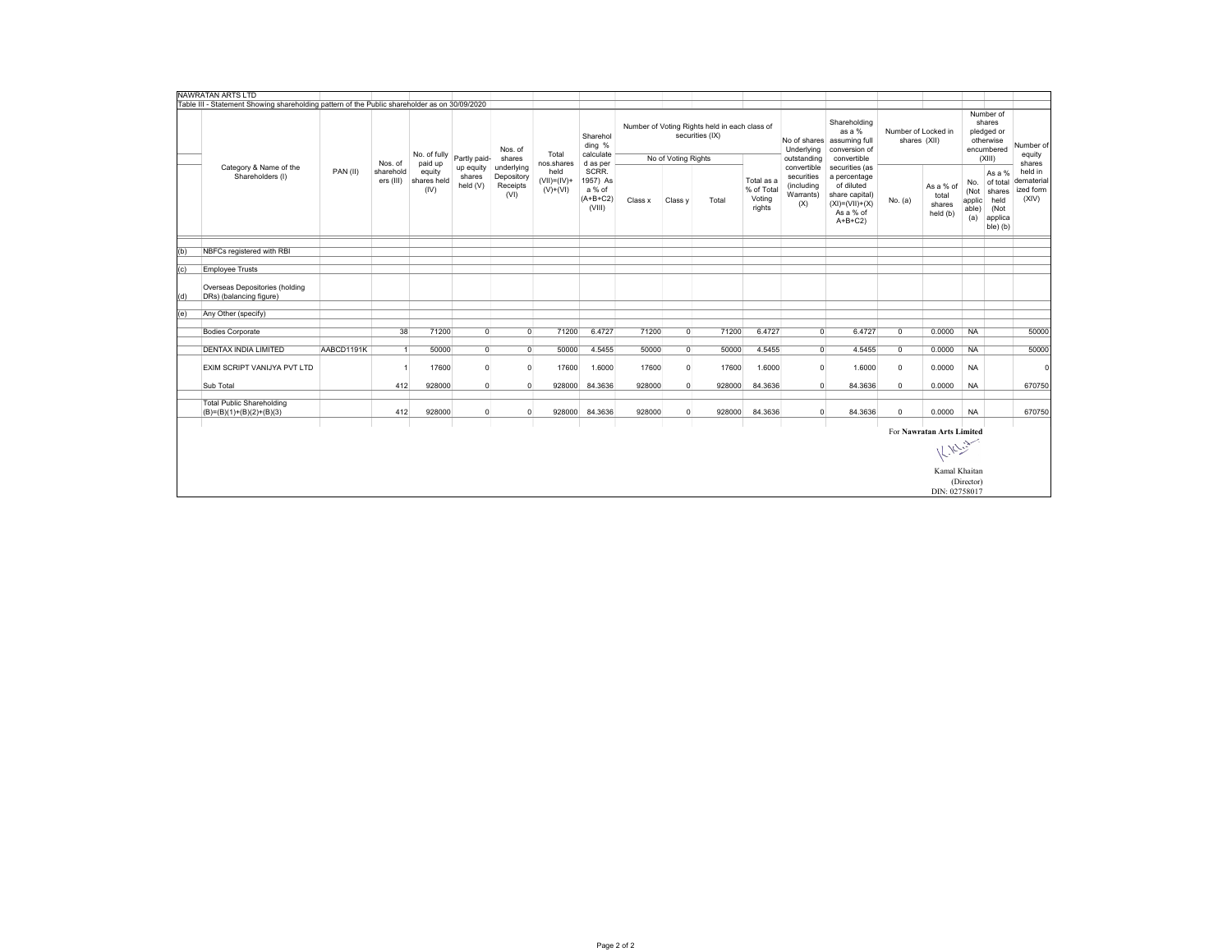NAWRATAN ARTS LTD

Table III - Statement Showing shareholding pattern of the Public shareholder as on 30/09/2020

| | Category & Name of the Shareholders (I) | PAN (II) | Nos. of shareholders (III) | No. of fully paid up equity shares held (IV) | Partly paid-up equity shares held (V) | Nos. of shares underlying Depository Receipts (VI) | Total nos.shares held (VII)=(IV)+(V)+(VI) | Shareholding % calculated as per SCRR, 1957) As a % of (A+B+C2) (VIII) | Number of Voting Rights held in each class of securities (IX) | | | | No of shares Underlying outstanding convertible securities (including Warrants) (X) | Shareholding as a % assuming full conversion of convertible securities (as a percentage of diluted share capital) (XI)=(VII)+(X) As a % of A+B+C2) | Number of Locked in shares (XII) | | Number of shares pledged or otherwise encumbered (XIII) | | Number of equity shares held in dematerialized form (XIV) |
|---|---|---|---|---|---|---|---|---|---|---|---|---|---|---|---|---|---|---|---|
| | | | | | | | | | No of Voting Rights | | | Total as a % of Total Voting rights | | | No. (a) | As a % of total shares held (b) | No. (Not applicable) (a) | As a % of total shares held (Not applicable) (b) | |
| | | | | | | | | | Class x | Class y | Total | | | | | | | | |
| (b) | NBFCs registered with RBI | | | | | | | | | | | | | | | | | | |
| (c) | Employee Trusts | | | | | | | | | | | | | | | | | | |
| (d) | Overseas Depositories (holding DRs) (balancing figure) | | | | | | | | | | | | | | | | | | |
| (e) | Any Other (specify) | | | | | | | | | | | | | | | | | | |
| | Bodies Corporate | | 38 | 71200 | 0 | 0 | 71200 | 6.4727 | 71200 | 0 | 71200 | 6.4727 | 0 | 6.4727 | 0 | 0.0000 | NA | | 50000 |
| | DENTAX INDIA LIMITED | AABCD1191K | 1 | 50000 | 0 | 0 | 50000 | 4.5455 | 50000 | 0 | 50000 | 4.5455 | 0 | 4.5455 | 0 | 0.0000 | NA | | 50000 |
| | EXIM SCRIPT VANIJYA PVT LTD | | 1 | 17600 | 0 | 0 | 17600 | 1.6000 | 17600 | 0 | 17600 | 1.6000 | 0 | 1.6000 | 0 | 0.0000 | NA | | 0 |
| | Sub Total | | 412 | 928000 | 0 | 0 | 928000 | 84.3636 | 928000 | 0 | 928000 | 84.3636 | 0 | 84.3636 | 0 | 0.0000 | NA | | 670750 |
| | Total Public Shareholding (B)=(B)(1)+(B)(2)+(B)(3) | | 412 | 928000 | 0 | 0 | 928000 | 84.3636 | 928000 | 0 | 928000 | 84.3636 | 0 | 84.3636 | 0 | 0.0000 | NA | | 670750 |

For **Nawratan Arts Limited**

Kamal Khaitan
(Director)
DIN: 02758017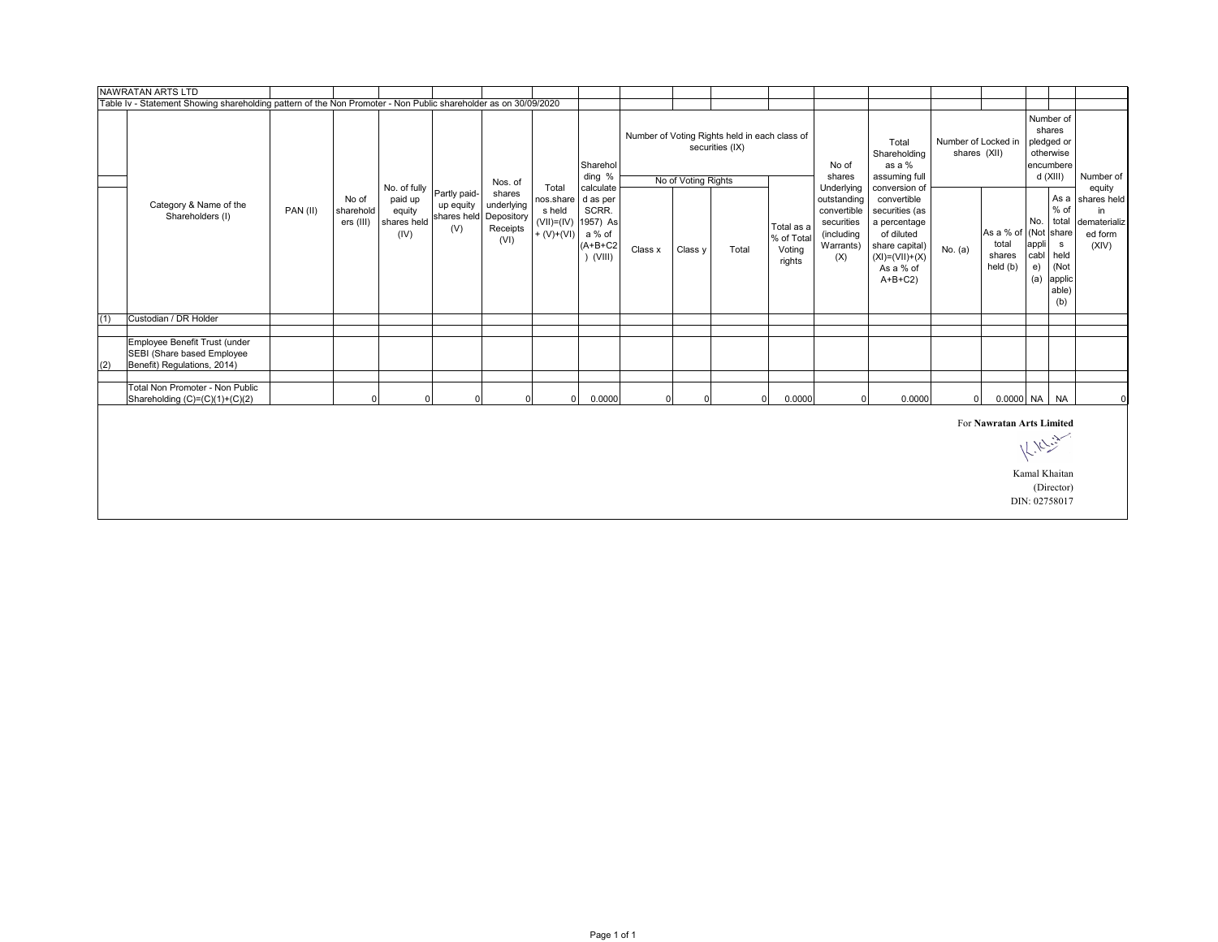NAWRATAN ARTS LTD

Table Iv - Statement Showing shareholding pattern of the Non Promoter - Non Public shareholder as on 30/09/2020

| | Category & Name of the Shareholders (I) | PAN (II) | No of shareholders (III) | No. of fully paid up equity shares held (IV) | Partly paid-up equity shares held (V) | Nos. of shares underlying Depository Receipts (VI) | Total nos.shares held (VII)=(IV) + (V)+(VI) | Shareholding % calculated as per SCRR. 1957) As a % of (A+B+C2) (VIII) | Number of Voting Rights held in each class of securities (IX) | | | | No of shares Underlying outstanding convertible securities (including Warrants) (X) | Total Shareholding as a % assuming full conversion of convertible securities (as a percentage of diluted share capital) (XI)=(VII)+(X) As a % of A+B+C2) | Number of Locked in shares (XII) | | Number of shares pledged or otherwise encumbered (XIII) | | Number of equity shares held in dematerialized form (XIV) |
|---|---|---|---|---|---|---|---|---|---|---|---|---|---|---|---|---|---|---|---|
| | | | | | | | | | No of Voting Rights | | | Total as a % of Total Voting rights | | | No. (a) | As a % of total shares held (b) | No. (Not applicable) (a) | As a % of total shares held (Not applicable) (b) | |
| | | | | | | | | | Class x | Class y | Total | | | | | | | | |
| (1) | Custodian / DR Holder | | | | | | | | | | | | | | | | | | |
| | | | | | | | | | | | | | | | | | | | |
| (2) | Employee Benefit Trust (under SEBI (Share based Employee Benefit) Regulations, 2014) | | | | | | | | | | | | | | | | | | |
| | | | | | | | | | | | | | | | | | | | |
| | Total Non Promoter - Non Public Shareholding (C)=(C)(1)+(C)(2) | | 0 | 0 | 0 | 0 | 0 | 0.0000 | 0 | 0 | 0 | 0.0000 | 0 | 0.0000 | 0 | 0.0000 | NA | NA | 0 |

For **Nawratan Arts Limited**

Kamal Khaitan
(Director)
DIN: 02758017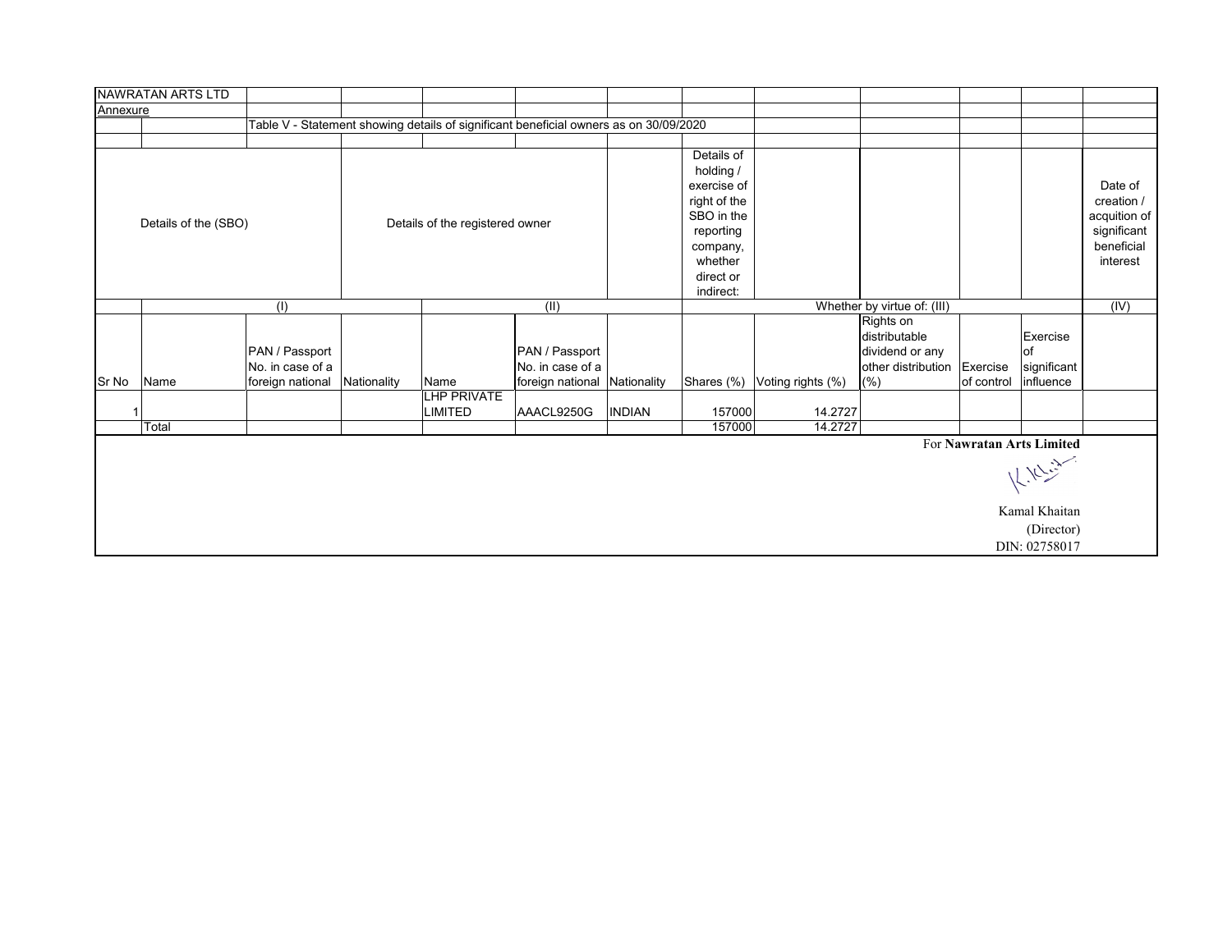NAWRATAN ARTS LTD

Annexure

Table V - Statement showing details of significant beneficial owners as on 30/09/2020

| Details of the (SBO) | | | | Details of the registered owner | | | Details of holding / exercise of right of the SBO in the reporting company, whether direct or indirect: | | | | | Date of creation / acquition of significant beneficial interest |
|---|---|---|---|---|---|---|---|---|---|---|---|---|
| | (I) | | | (II) | | | Whether by virtue of: (III) | | | | | (IV) |
| Sr No | Name | PAN / Passport No. in case of a foreign national | Nationality | Name | PAN / Passport No. in case of a foreign national | Nationality | Shares (%) | Voting rights (%) | Rights on distributable dividend or any other distribution (%) | Exercise of control | Exercise of significant influence | |
| 1 | | | | LHP PRIVATE LIMITED | AAACL9250G | INDIAN | 157000 | 14.2727 | | | | |
| | Total | | | | | | 157000 | 14.2727 | | | | |

For **Nawratan Arts Limited**

Kamal Khaitan
(Director)
DIN: 02758017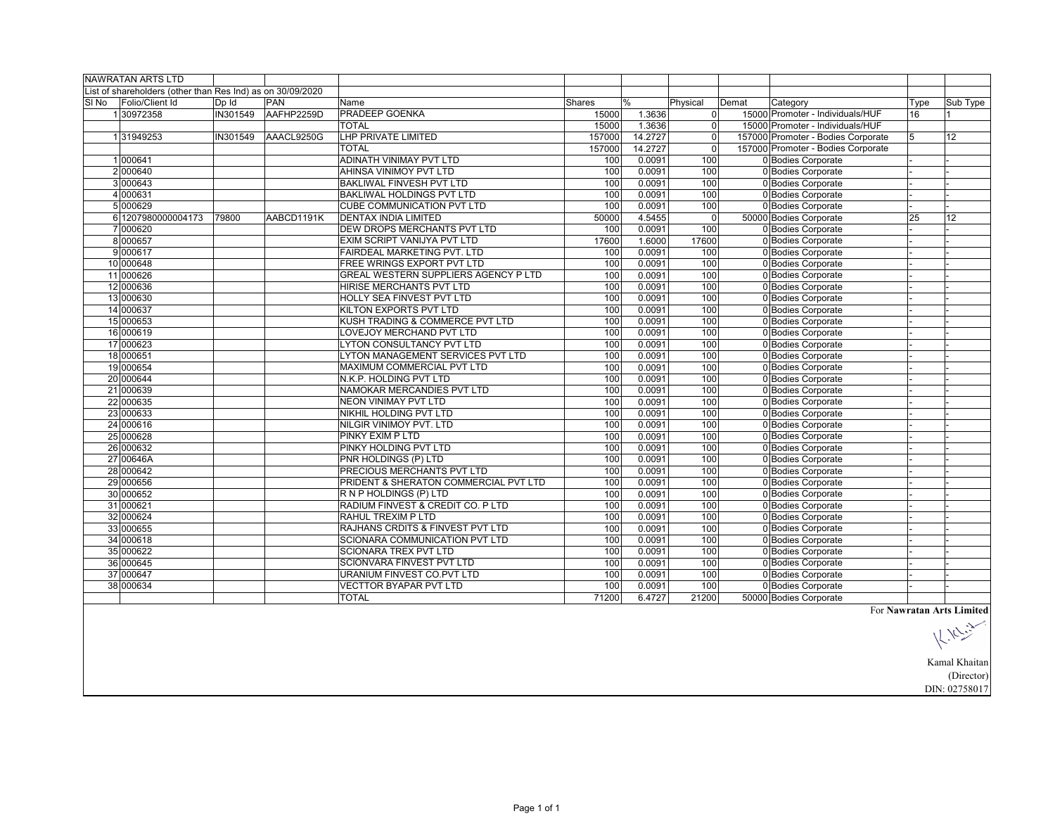| NAWRATAN ARTS LTD | | | | | | | | | | |
|---|---|---|---|---|---|---|---|---|---|---|
| List of shareholders (other than Res Ind) as on 30/09/2020 | | | | | | | | | | |
| Sl No | Folio/Client Id | Dp Id | PAN | Name | Shares | % | Physical | Demat | Category | Type | Sub Type |
| 1 | 30972358 | IN301549 | AAFHP2259D | PRADEEP GOENKA | 15000 | 1.3636 | 0 | 15000 | Promoter - Individuals/HUF | 16 | 1 |
| | | | | TOTAL | 15000 | 1.3636 | 0 | 15000 | Promoter - Individuals/HUF | | |
| 1 | 31949253 | IN301549 | AAACL9250G | LHP PRIVATE LIMITED | 157000 | 14.2727 | 0 | 157000 | Promoter - Bodies Corporate | 5 | 12 |
| | | | | TOTAL | 157000 | 14.2727 | 0 | 157000 | Promoter - Bodies Corporate | | |
| 1 | 000641 | | | ADINATH VINIMAY PVT LTD | 100 | 0.0091 | 100 | 0 | Bodies Corporate | - | - |
| 2 | 000640 | | | AHINSA VINIMOY PVT LTD | 100 | 0.0091 | 100 | 0 | Bodies Corporate | - | - |
| 3 | 000643 | | | BAKLIWAL FINVESH PVT LTD | 100 | 0.0091 | 100 | 0 | Bodies Corporate | - | - |
| 4 | 000631 | | | BAKLIWAL HOLDINGS PVT LTD | 100 | 0.0091 | 100 | 0 | Bodies Corporate | - | - |
| 5 | 000629 | | | CUBE COMMUNICATION PVT LTD | 100 | 0.0091 | 100 | 0 | Bodies Corporate | - | - |
| 6 | 1207980000004173 | 79800 | AABCD1191K | DENTAX INDIA LIMITED | 50000 | 4.5455 | 0 | 50000 | Bodies Corporate | 25 | 12 |
| 7 | 000620 | | | DEW DROPS MERCHANTS PVT LTD | 100 | 0.0091 | 100 | 0 | Bodies Corporate | - | - |
| 8 | 000657 | | | EXIM SCRIPT VANIJYA PVT LTD | 17600 | 1.6000 | 17600 | 0 | Bodies Corporate | - | - |
| 9 | 000617 | | | FAIRDEAL MARKETING PVT. LTD | 100 | 0.0091 | 100 | 0 | Bodies Corporate | - | - |
| 10 | 000648 | | | FREE WRINGS EXPORT PVT LTD | 100 | 0.0091 | 100 | 0 | Bodies Corporate | - | - |
| 11 | 000626 | | | GREAL WESTERN SUPPLIERS AGENCY P LTD | 100 | 0.0091 | 100 | 0 | Bodies Corporate | - | - |
| 12 | 000636 | | | HIRISE MERCHANTS PVT LTD | 100 | 0.0091 | 100 | 0 | Bodies Corporate | - | - |
| 13 | 000630 | | | HOLLY SEA FINVEST PVT LTD | 100 | 0.0091 | 100 | 0 | Bodies Corporate | - | - |
| 14 | 000637 | | | KILTON EXPORTS PVT LTD | 100 | 0.0091 | 100 | 0 | Bodies Corporate | - | - |
| 15 | 000653 | | | KUSH TRADING & COMMERCE PVT LTD | 100 | 0.0091 | 100 | 0 | Bodies Corporate | - | - |
| 16 | 000619 | | | LOVEJOY MERCHAND PVT LTD | 100 | 0.0091 | 100 | 0 | Bodies Corporate | - | - |
| 17 | 000623 | | | LYTON CONSULTANCY PVT LTD | 100 | 0.0091 | 100 | 0 | Bodies Corporate | - | - |
| 18 | 000651 | | | LYTON MANAGEMENT SERVICES PVT LTD | 100 | 0.0091 | 100 | 0 | Bodies Corporate | - | - |
| 19 | 000654 | | | MAXIMUM COMMERCIAL PVT LTD | 100 | 0.0091 | 100 | 0 | Bodies Corporate | - | - |
| 20 | 000644 | | | N.K.P. HOLDING PVT LTD | 100 | 0.0091 | 100 | 0 | Bodies Corporate | - | - |
| 21 | 000639 | | | NAMOKAR MERCANDIES PVT LTD | 100 | 0.0091 | 100 | 0 | Bodies Corporate | - | - |
| 22 | 000635 | | | NEON VINIMAY PVT LTD | 100 | 0.0091 | 100 | 0 | Bodies Corporate | - | - |
| 23 | 000633 | | | NIKHIL HOLDING PVT LTD | 100 | 0.0091 | 100 | 0 | Bodies Corporate | - | - |
| 24 | 000616 | | | NILGIR VINIMOY PVT. LTD | 100 | 0.0091 | 100 | 0 | Bodies Corporate | - | - |
| 25 | 000628 | | | PINKY EXIM P LTD | 100 | 0.0091 | 100 | 0 | Bodies Corporate | - | - |
| 26 | 000632 | | | PINKY HOLDING PVT LTD | 100 | 0.0091 | 100 | 0 | Bodies Corporate | - | - |
| 27 | 00646A | | | PNR HOLDINGS (P) LTD | 100 | 0.0091 | 100 | 0 | Bodies Corporate | - | - |
| 28 | 000642 | | | PRECIOUS MERCHANTS PVT LTD | 100 | 0.0091 | 100 | 0 | Bodies Corporate | - | - |
| 29 | 000656 | | | PRIDENT & SHERATON COMMERCIAL PVT LTD | 100 | 0.0091 | 100 | 0 | Bodies Corporate | - | - |
| 30 | 000652 | | | R N P HOLDINGS (P) LTD | 100 | 0.0091 | 100 | 0 | Bodies Corporate | - | - |
| 31 | 000621 | | | RADIUM FINVEST & CREDIT CO. P LTD | 100 | 0.0091 | 100 | 0 | Bodies Corporate | - | - |
| 32 | 000624 | | | RAHUL TREXIM P LTD | 100 | 0.0091 | 100 | 0 | Bodies Corporate | - | - |
| 33 | 000655 | | | RAJHANS CRDITS & FINVEST PVT LTD | 100 | 0.0091 | 100 | 0 | Bodies Corporate | - | - |
| 34 | 000618 | | | SCIONARA COMMUNICATION PVT LTD | 100 | 0.0091 | 100 | 0 | Bodies Corporate | - | - |
| 35 | 000622 | | | SCIONARA TREX PVT LTD | 100 | 0.0091 | 100 | 0 | Bodies Corporate | - | - |
| 36 | 000645 | | | SCIONVARA FINVEST PVT LTD | 100 | 0.0091 | 100 | 0 | Bodies Corporate | - | - |
| 37 | 000647 | | | URANIUM FINVEST CO.PVT LTD | 100 | 0.0091 | 100 | 0 | Bodies Corporate | - | - |
| 38 | 000634 | | | VECTTOR BYAPAR PVT LTD | 100 | 0.0091 | 100 | 0 | Bodies Corporate | - | - |
| | | | | TOTAL | 71200 | 6.4727 | 21200 | 50000 | Bodies Corporate | | |

For **Nawratan Arts Limited**

Kamal Khaitan
(Director)
DIN: 02758017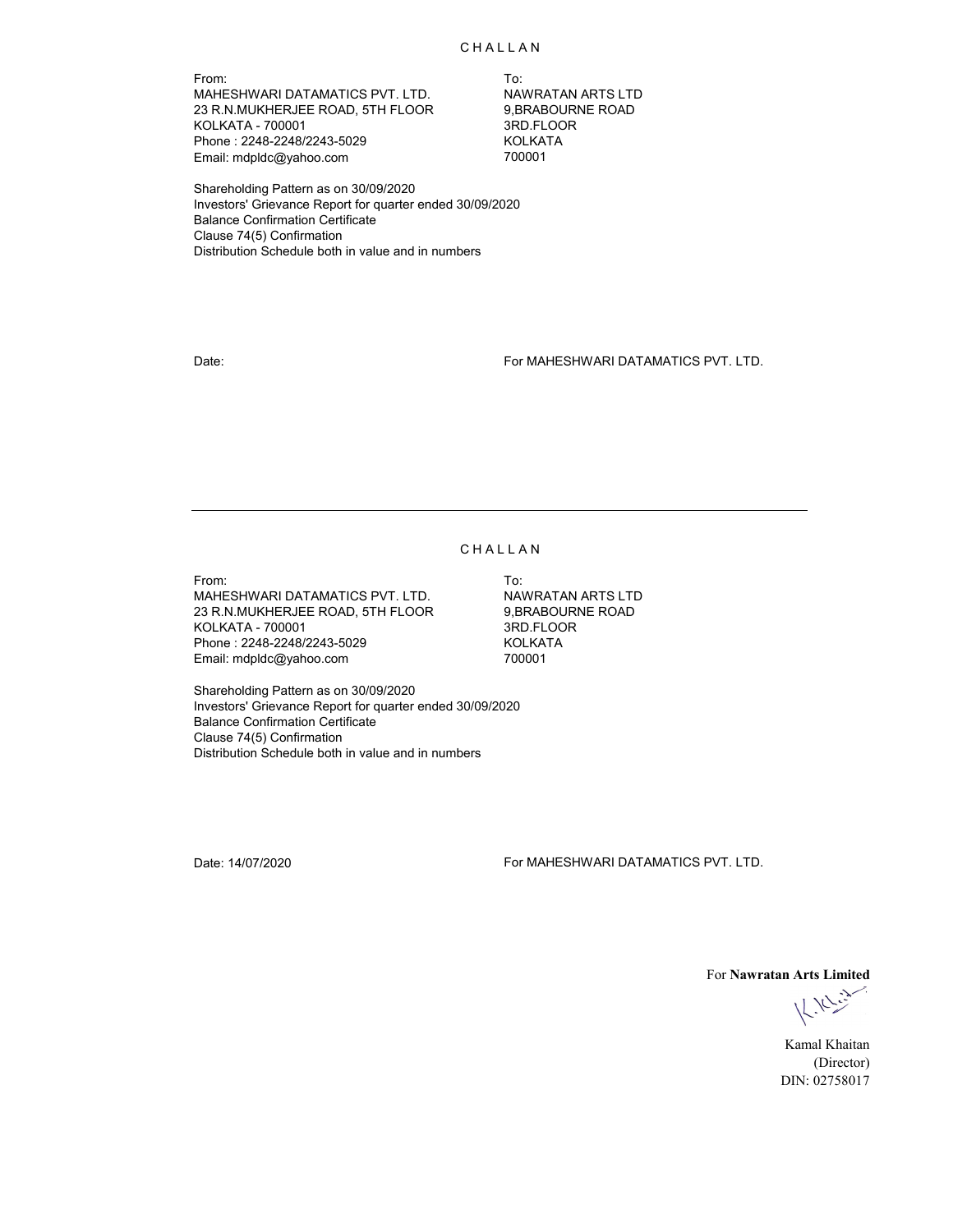# CHALLAN

From:
MAHESHWARI DATAMATICS PVT. LTD.
23 R.N.MUKHERJEE ROAD, 5TH FLOOR
KOLKATA - 700001
Phone : 2248-2248/2243-5029
Email: mdpldc@yahoo.com

To:
NAWRATAN ARTS LTD
9,BRABOURNE ROAD
3RD.FLOOR
KOLKATA
700001

Shareholding Pattern as on 30/09/2020
Investors' Grievance Report for quarter ended 30/09/2020
Balance Confirmation Certificate
Clause 74(5) Confirmation
Distribution Schedule both in value and in numbers

Date:

For MAHESHWARI DATAMATICS PVT. LTD.

---

# CHALLAN

From:
MAHESHWARI DATAMATICS PVT. LTD.
23 R.N.MUKHERJEE ROAD, 5TH FLOOR
KOLKATA - 700001
Phone : 2248-2248/2243-5029
Email: mdpldc@yahoo.com

To:
NAWRATAN ARTS LTD
9,BRABOURNE ROAD
3RD.FLOOR
KOLKATA
700001

Shareholding Pattern as on 30/09/2020
Investors' Grievance Report for quarter ended 30/09/2020
Balance Confirmation Certificate
Clause 74(5) Confirmation
Distribution Schedule both in value and in numbers

Date: 14/07/2020

For MAHESHWARI DATAMATICS PVT. LTD.

For **Nawratan Arts Limited**

Kamal Khaitan
(Director)
DIN: 02758017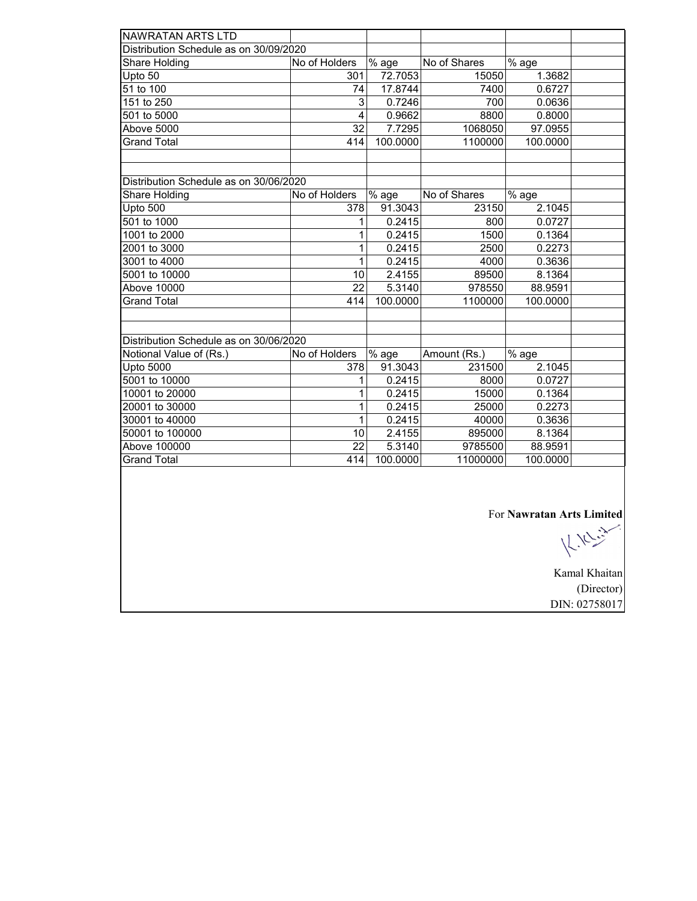NAWRATAN ARTS LTD

Distribution Schedule as on 30/09/2020

| Share Holding | No of Holders | % age | No of Shares | % age |
|---|---|---|---|---|
| Upto 50 | 301 | 72.7053 | 15050 | 1.3682 |
| 51 to 100 | 74 | 17.8744 | 7400 | 0.6727 |
| 151 to 250 | 3 | 0.7246 | 700 | 0.0636 |
| 501 to 5000 | 4 | 0.9662 | 8800 | 0.8000 |
| Above 5000 | 32 | 7.7295 | 1068050 | 97.0955 |
| Grand Total | 414 | 100.0000 | 1100000 | 100.0000 |

Distribution Schedule as on 30/06/2020

| Share Holding | No of Holders | % age | No of Shares | % age |
|---|---|---|---|---|
| Upto 500 | 378 | 91.3043 | 23150 | 2.1045 |
| 501 to 1000 | 1 | 0.2415 | 800 | 0.0727 |
| 1001 to 2000 | 1 | 0.2415 | 1500 | 0.1364 |
| 2001 to 3000 | 1 | 0.2415 | 2500 | 0.2273 |
| 3001 to 4000 | 1 | 0.2415 | 4000 | 0.3636 |
| 5001 to 10000 | 10 | 2.4155 | 89500 | 8.1364 |
| Above 10000 | 22 | 5.3140 | 978550 | 88.9591 |
| Grand Total | 414 | 100.0000 | 1100000 | 100.0000 |

Distribution Schedule as on 30/06/2020

| Notional Value of (Rs.) | No of Holders | % age | Amount (Rs.) | % age |
|---|---|---|---|---|
| Upto 5000 | 378 | 91.3043 | 231500 | 2.1045 |
| 5001 to 10000 | 1 | 0.2415 | 8000 | 0.0727 |
| 10001 to 20000 | 1 | 0.2415 | 15000 | 0.1364 |
| 20001 to 30000 | 1 | 0.2415 | 25000 | 0.2273 |
| 30001 to 40000 | 1 | 0.2415 | 40000 | 0.3636 |
| 50001 to 100000 | 10 | 2.4155 | 895000 | 8.1364 |
| Above 100000 | 22 | 5.3140 | 9785500 | 88.9591 |
| Grand Total | 414 | 100.0000 | 11000000 | 100.0000 |

For **Nawratan Arts Limited**

Kamal Khaitan
(Director)
DIN: 02758017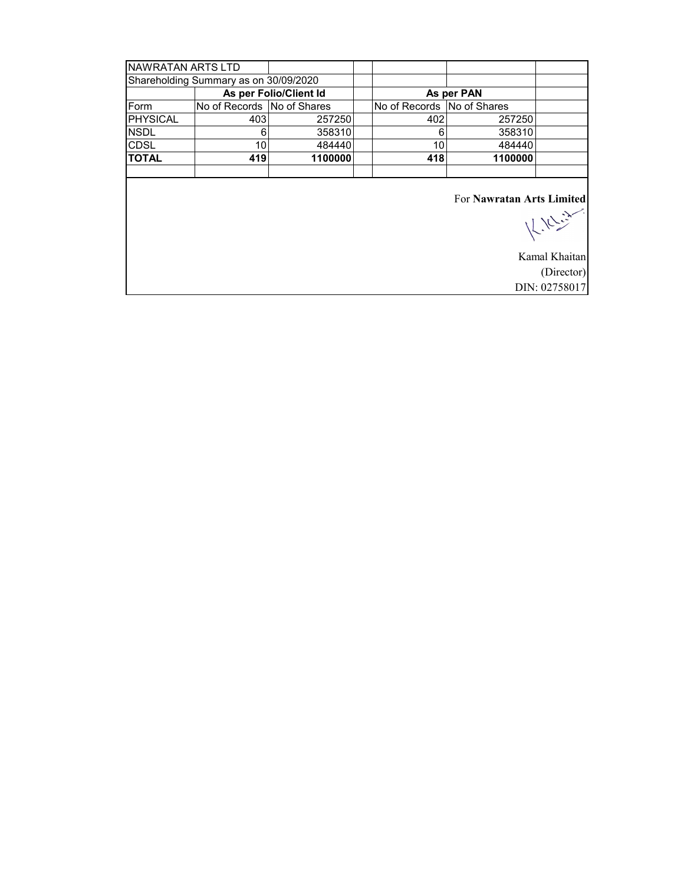| NAWRATAN ARTS LTD | | | | | | |
|---|---|---|---|---|---|---|
| Shareholding Summary as on 30/09/2020 | | | | | | |
| | **As per Folio/Client Id** | | | **As per PAN** | | |
| Form | No of Records | No of Shares | | No of Records | No of Shares | |
| PHYSICAL | 403 | 257250 | | 402 | 257250 | |
| NSDL | 6 | 358310 | | 6 | 358310 | |
| CDSL | 10 | 484440 | | 10 | 484440 | |
| **TOTAL** | **419** | **1100000** | | **418** | **1100000** | |

For **Nawratan Arts Limited**

Kamal Khaitan
(Director)
DIN: 02758017